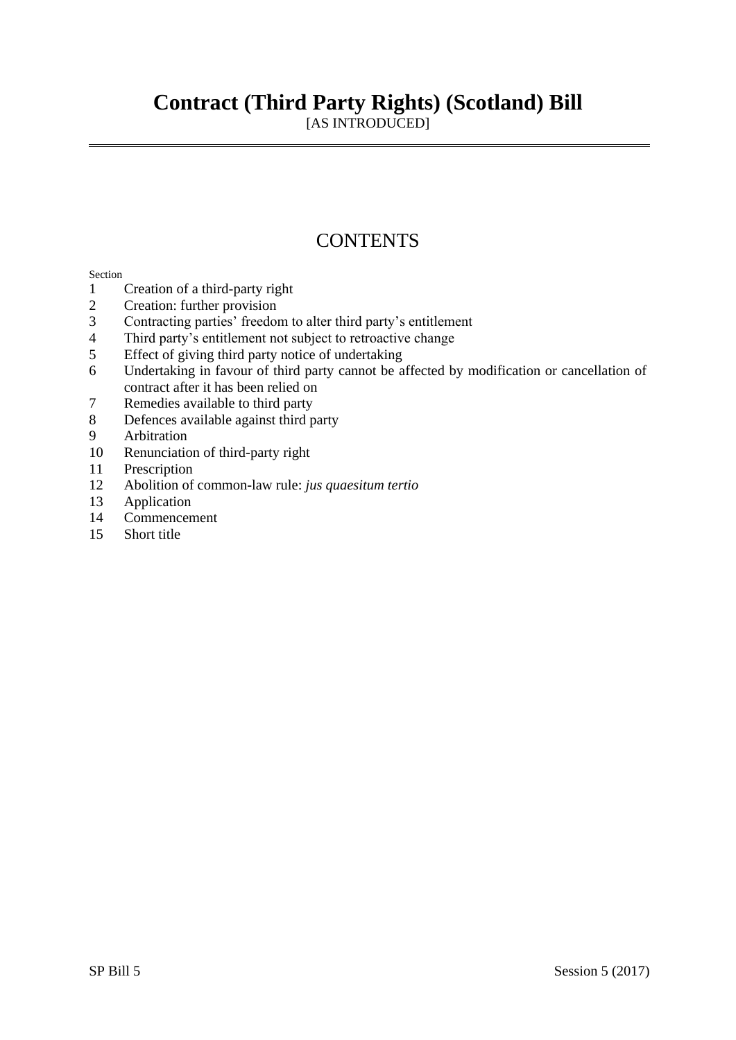# Contract (Third Party Rights) (Scotland) Bill

[AS INTRODUCED]

## CONTENTS

Section

1 Creation of a third-party right
2 Creation: further provision
3 Contracting parties' freedom to alter third party's entitlement
4 Third party's entitlement not subject to retroactive change
5 Effect of giving third party notice of undertaking
6 Undertaking in favour of third party cannot be affected by modification or cancellation of contract after it has been relied on
7 Remedies available to third party
8 Defences available against third party
9 Arbitration
10 Renunciation of third-party right
11 Prescription
12 Abolition of common-law rule: *jus quaesitum tertio*
13 Application
14 Commencement
15 Short title

SP Bill 5 Session 5 (2017)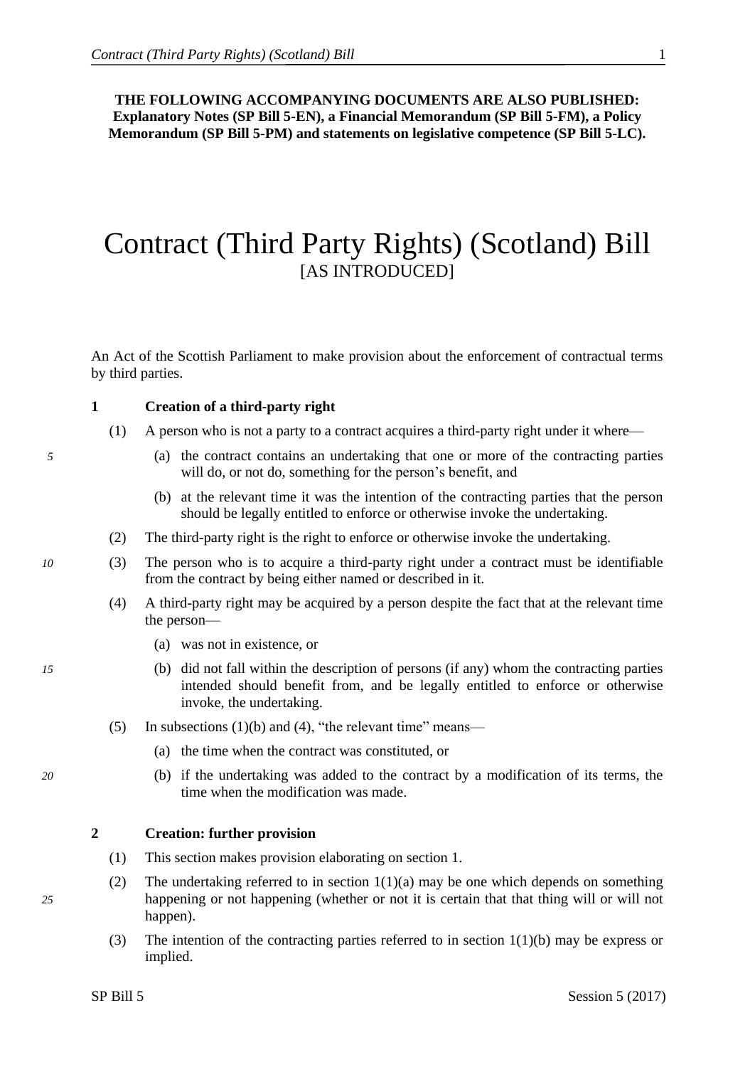**THE FOLLOWING ACCOMPANYING DOCUMENTS ARE ALSO PUBLISHED: Explanatory Notes (SP Bill 5-EN), a Financial Memorandum (SP Bill 5-FM), a Policy Memorandum (SP Bill 5-PM) and statements on legislative competence (SP Bill 5-LC).**

# Contract (Third Party Rights) (Scotland) Bill

[AS INTRODUCED]

An Act of the Scottish Parliament to make provision about the enforcement of contractual terms by third parties.

### 1 Creation of a third-party right

(1) A person who is not a party to a contract acquires a third-party right under it where—

(a) the contract contains an undertaking that one or more of the contracting parties will do, or not do, something for the person's benefit, and

(b) at the relevant time it was the intention of the contracting parties that the person should be legally entitled to enforce or otherwise invoke the undertaking.

(2) The third-party right is the right to enforce or otherwise invoke the undertaking.

(3) The person who is to acquire a third-party right under a contract must be identifiable from the contract by being either named or described in it.

(4) A third-party right may be acquired by a person despite the fact that at the relevant time the person—

(a) was not in existence, or

(b) did not fall within the description of persons (if any) whom the contracting parties intended should benefit from, and be legally entitled to enforce or otherwise invoke, the undertaking.

(5) In subsections (1)(b) and (4), "the relevant time" means—

(a) the time when the contract was constituted, or

(b) if the undertaking was added to the contract by a modification of its terms, the time when the modification was made.

### 2 Creation: further provision

(1) This section makes provision elaborating on section 1.

(2) The undertaking referred to in section 1(1)(a) may be one which depends on something happening or not happening (whether or not it is certain that that thing will or will not happen).

(3) The intention of the contracting parties referred to in section 1(1)(b) may be express or implied.

SP Bill 5 Session 5 (2017)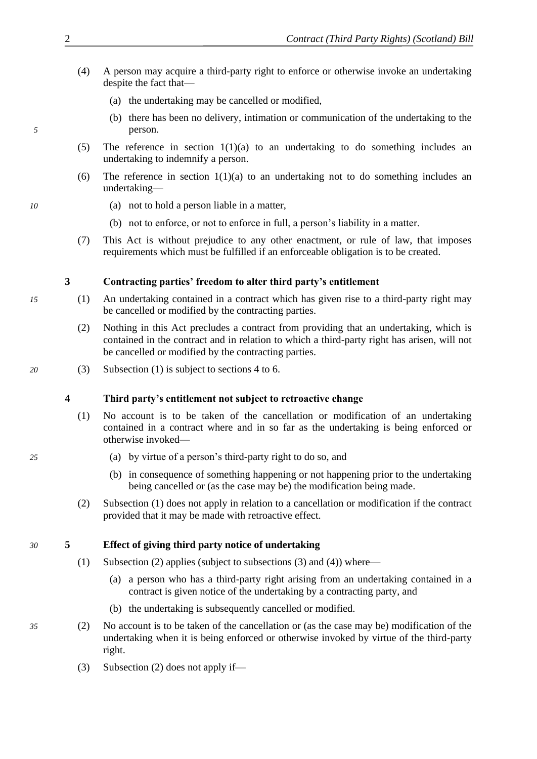(4) A person may acquire a third-party right to enforce or otherwise invoke an undertaking despite the fact that—

(a) the undertaking may be cancelled or modified,

(b) there has been no delivery, intimation or communication of the undertaking to the person.

(5) The reference in section 1(1)(a) to an undertaking to do something includes an undertaking to indemnify a person.

(6) The reference in section 1(1)(a) to an undertaking not to do something includes an undertaking—

(a) not to hold a person liable in a matter,

(b) not to enforce, or not to enforce in full, a person's liability in a matter.

(7) This Act is without prejudice to any other enactment, or rule of law, that imposes requirements which must be fulfilled if an enforceable obligation is to be created.

### 3 Contracting parties' freedom to alter third party's entitlement

(1) An undertaking contained in a contract which has given rise to a third-party right may be cancelled or modified by the contracting parties.

(2) Nothing in this Act precludes a contract from providing that an undertaking, which is contained in the contract and in relation to which a third-party right has arisen, will not be cancelled or modified by the contracting parties.

(3) Subsection (1) is subject to sections 4 to 6.

### 4 Third party's entitlement not subject to retroactive change

(1) No account is to be taken of the cancellation or modification of an undertaking contained in a contract where and in so far as the undertaking is being enforced or otherwise invoked—

(a) by virtue of a person's third-party right to do so, and

(b) in consequence of something happening or not happening prior to the undertaking being cancelled or (as the case may be) the modification being made.

(2) Subsection (1) does not apply in relation to a cancellation or modification if the contract provided that it may be made with retroactive effect.

### 5 Effect of giving third party notice of undertaking

(1) Subsection (2) applies (subject to subsections (3) and (4)) where—

(a) a person who has a third-party right arising from an undertaking contained in a contract is given notice of the undertaking by a contracting party, and

(b) the undertaking is subsequently cancelled or modified.

(2) No account is to be taken of the cancellation or (as the case may be) modification of the undertaking when it is being enforced or otherwise invoked by virtue of the third-party right.

(3) Subsection (2) does not apply if—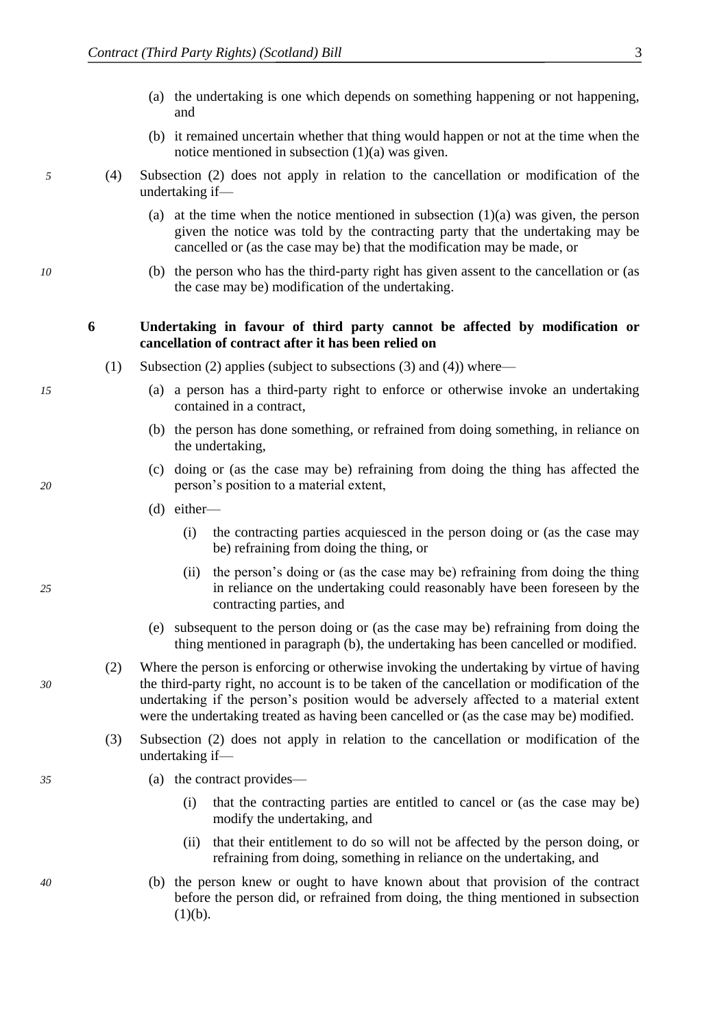(a) the undertaking is one which depends on something happening or not happening, and

(b) it remained uncertain whether that thing would happen or not at the time when the notice mentioned in subsection (1)(a) was given.

(4) Subsection (2) does not apply in relation to the cancellation or modification of the undertaking if—

(a) at the time when the notice mentioned in subsection (1)(a) was given, the person given the notice was told by the contracting party that the undertaking may be cancelled or (as the case may be) that the modification may be made, or

(b) the person who has the third-party right has given assent to the cancellation or (as the case may be) modification of the undertaking.

**6 Undertaking in favour of third party cannot be affected by modification or cancellation of contract after it has been relied on**

(1) Subsection (2) applies (subject to subsections (3) and (4)) where—

(a) a person has a third-party right to enforce or otherwise invoke an undertaking contained in a contract,

(b) the person has done something, or refrained from doing something, in reliance on the undertaking,

(c) doing or (as the case may be) refraining from doing the thing has affected the person's position to a material extent,

(d) either—

(i) the contracting parties acquiesced in the person doing or (as the case may be) refraining from doing the thing, or

(ii) the person's doing or (as the case may be) refraining from doing the thing in reliance on the undertaking could reasonably have been foreseen by the contracting parties, and

(e) subsequent to the person doing or (as the case may be) refraining from doing the thing mentioned in paragraph (b), the undertaking has been cancelled or modified.

(2) Where the person is enforcing or otherwise invoking the undertaking by virtue of having the third-party right, no account is to be taken of the cancellation or modification of the undertaking if the person's position would be adversely affected to a material extent were the undertaking treated as having been cancelled or (as the case may be) modified.

(3) Subsection (2) does not apply in relation to the cancellation or modification of the undertaking if—

(a) the contract provides—

(i) that the contracting parties are entitled to cancel or (as the case may be) modify the undertaking, and

(ii) that their entitlement to do so will not be affected by the person doing, or refraining from doing, something in reliance on the undertaking, and

(b) the person knew or ought to have known about that provision of the contract before the person did, or refrained from doing, the thing mentioned in subsection (1)(b).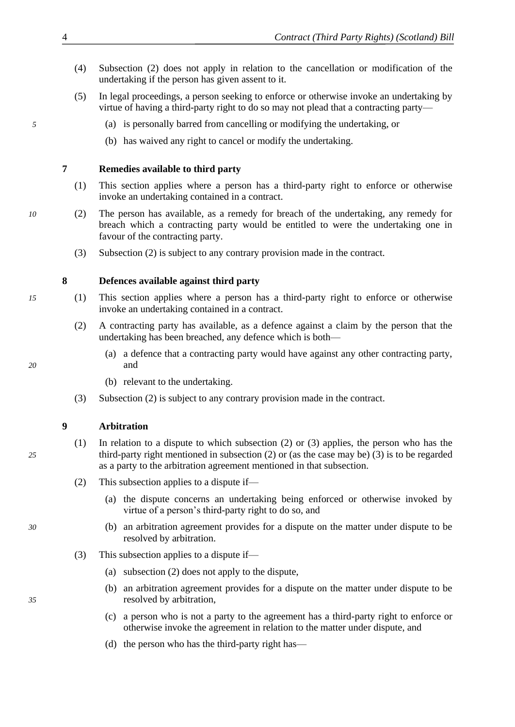(4) Subsection (2) does not apply in relation to the cancellation or modification of the undertaking if the person has given assent to it.

(5) In legal proceedings, a person seeking to enforce or otherwise invoke an undertaking by virtue of having a third-party right to do so may not plead that a contracting party—

(a) is personally barred from cancelling or modifying the undertaking, or

(b) has waived any right to cancel or modify the undertaking.

### 7 Remedies available to third party

(1) This section applies where a person has a third-party right to enforce or otherwise invoke an undertaking contained in a contract.

(2) The person has available, as a remedy for breach of the undertaking, any remedy for breach which a contracting party would be entitled to were the undertaking one in favour of the contracting party.

(3) Subsection (2) is subject to any contrary provision made in the contract.

### 8 Defences available against third party

(1) This section applies where a person has a third-party right to enforce or otherwise invoke an undertaking contained in a contract.

(2) A contracting party has available, as a defence against a claim by the person that the undertaking has been breached, any defence which is both—

(a) a defence that a contracting party would have against any other contracting party, and

(b) relevant to the undertaking.

(3) Subsection (2) is subject to any contrary provision made in the contract.

### 9 Arbitration

(1) In relation to a dispute to which subsection (2) or (3) applies, the person who has the third-party right mentioned in subsection (2) or (as the case may be) (3) is to be regarded as a party to the arbitration agreement mentioned in that subsection.

(2) This subsection applies to a dispute if—

(a) the dispute concerns an undertaking being enforced or otherwise invoked by virtue of a person's third-party right to do so, and

(b) an arbitration agreement provides for a dispute on the matter under dispute to be resolved by arbitration.

(3) This subsection applies to a dispute if—

(a) subsection (2) does not apply to the dispute,

(b) an arbitration agreement provides for a dispute on the matter under dispute to be resolved by arbitration,

(c) a person who is not a party to the agreement has a third-party right to enforce or otherwise invoke the agreement in relation to the matter under dispute, and

(d) the person who has the third-party right has—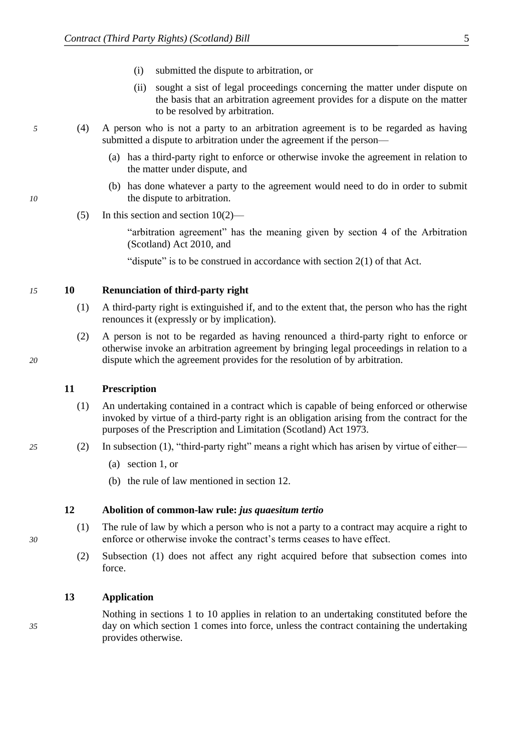(i) submitted the dispute to arbitration, or

(ii) sought a sist of legal proceedings concerning the matter under dispute on the basis that an arbitration agreement provides for a dispute on the matter to be resolved by arbitration.

(4) A person who is not a party to an arbitration agreement is to be regarded as having submitted a dispute to arbitration under the agreement if the person—

(a) has a third-party right to enforce or otherwise invoke the agreement in relation to the matter under dispute, and

(b) has done whatever a party to the agreement would need to do in order to submit the dispute to arbitration.

(5) In this section and section 10(2)—

"arbitration agreement" has the meaning given by section 4 of the Arbitration (Scotland) Act 2010, and

"dispute" is to be construed in accordance with section 2(1) of that Act.

**10 Renunciation of third-party right**

(1) A third-party right is extinguished if, and to the extent that, the person who has the right renounces it (expressly or by implication).

(2) A person is not to be regarded as having renounced a third-party right to enforce or otherwise invoke an arbitration agreement by bringing legal proceedings in relation to a dispute which the agreement provides for the resolution of by arbitration.

**11 Prescription**

(1) An undertaking contained in a contract which is capable of being enforced or otherwise invoked by virtue of a third-party right is an obligation arising from the contract for the purposes of the Prescription and Limitation (Scotland) Act 1973.

(2) In subsection (1), "third-party right" means a right which has arisen by virtue of either—

(a) section 1, or

(b) the rule of law mentioned in section 12.

**12 Abolition of common-law rule: *jus quaesitum tertio***

(1) The rule of law by which a person who is not a party to a contract may acquire a right to enforce or otherwise invoke the contract's terms ceases to have effect.

(2) Subsection (1) does not affect any right acquired before that subsection comes into force.

**13 Application**

Nothing in sections 1 to 10 applies in relation to an undertaking constituted before the day on which section 1 comes into force, unless the contract containing the undertaking provides otherwise.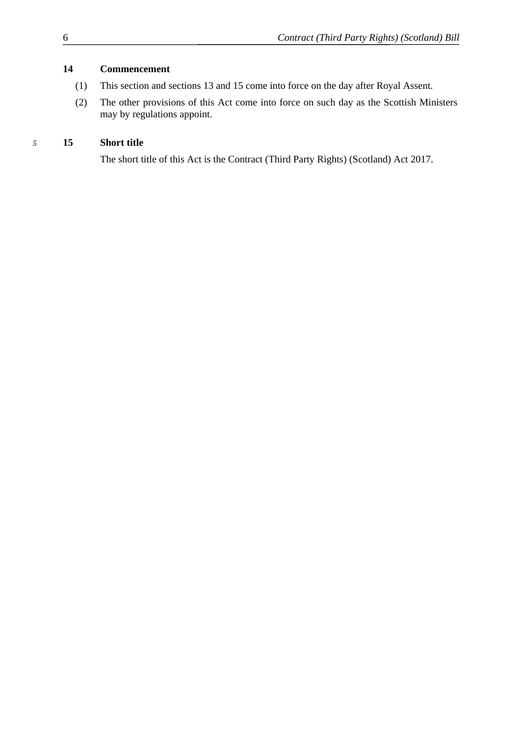### 14 Commencement

(1) This section and sections 13 and 15 come into force on the day after Royal Assent.

(2) The other provisions of this Act come into force on such day as the Scottish Ministers may by regulations appoint.

### 15 Short title

The short title of this Act is the Contract (Third Party Rights) (Scotland) Act 2017.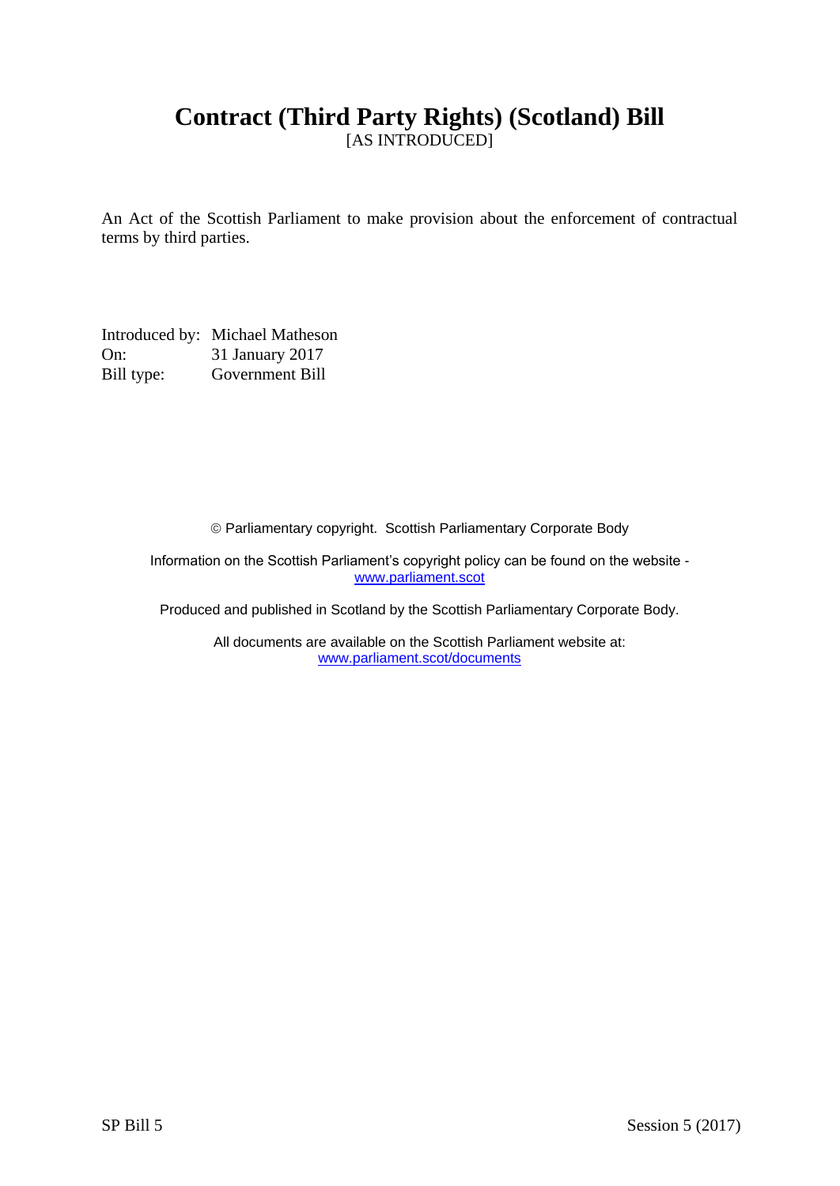# Contract (Third Party Rights) (Scotland) Bill

[AS INTRODUCED]

An Act of the Scottish Parliament to make provision about the enforcement of contractual terms by third parties.

Introduced by: Michael Matheson
On: 31 January 2017
Bill type: Government Bill

© Parliamentary copyright. Scottish Parliamentary Corporate Body

Information on the Scottish Parliament's copyright policy can be found on the website - www.parliament.scot

Produced and published in Scotland by the Scottish Parliamentary Corporate Body.

All documents are available on the Scottish Parliament website at: www.parliament.scot/documents

SP Bill 5 Session 5 (2017)